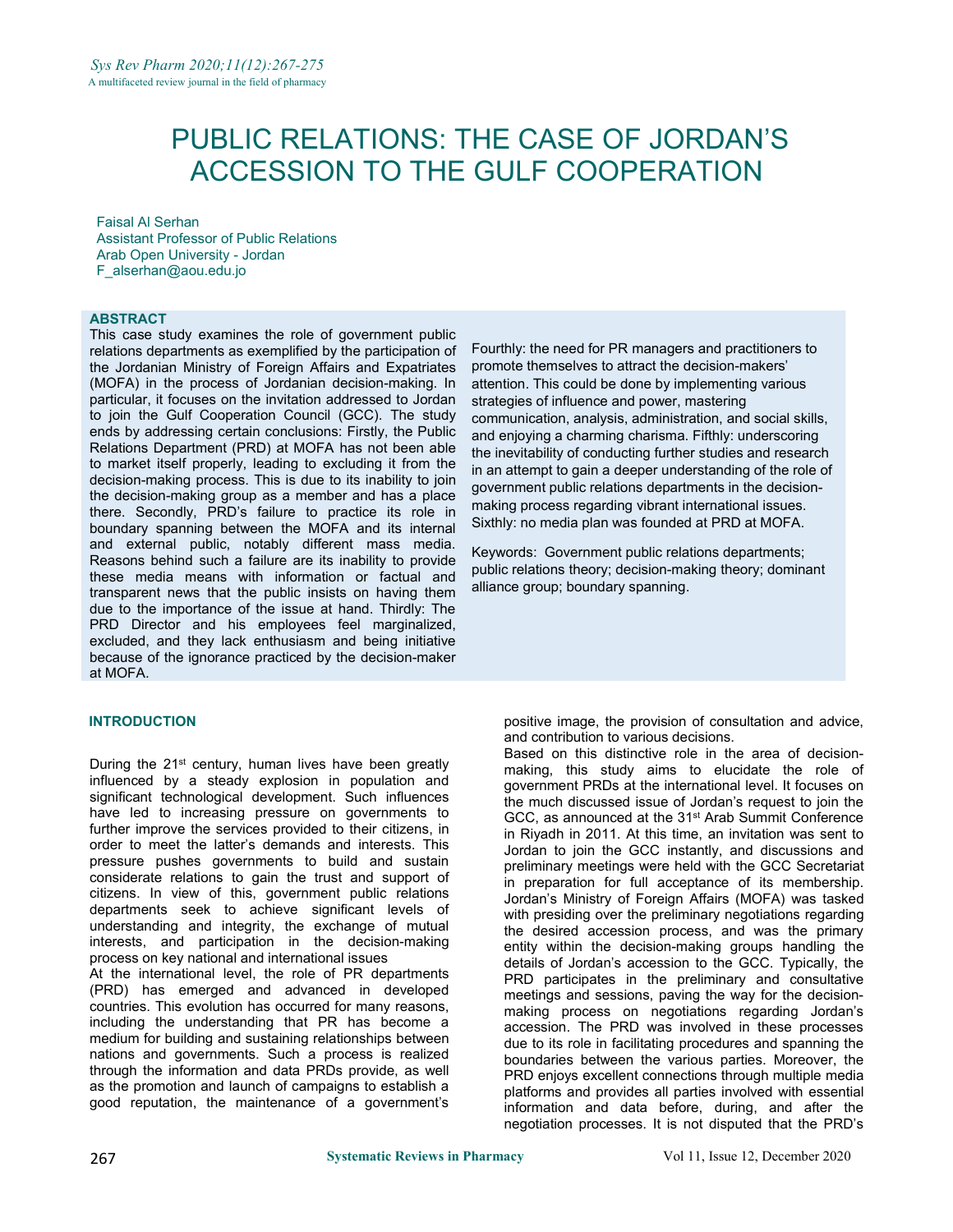# PUBLIC RELATIONS: THE CASE OF JORDAN'S ACCESSION TO THE GULF COOPERATION

Faisal Al Serhan
Assistant Professor of Public Relations
Arab Open University - Jordan
F_alserhan@aou.edu.jo

## ABSTRACT

This case study examines the role of government public relations departments as exemplified by the participation of the Jordanian Ministry of Foreign Affairs and Expatriates (MOFA) in the process of Jordanian decision-making. In particular, it focuses on the invitation addressed to Jordan to join the Gulf Cooperation Council (GCC). The study ends by addressing certain conclusions: Firstly, the Public Relations Department (PRD) at MOFA has not been able to market itself properly, leading to excluding it from the decision-making process. This is due to its inability to join the decision-making group as a member and has a place there. Secondly, PRD's failure to practice its role in boundary spanning between the MOFA and its internal and external public, notably different mass media. Reasons behind such a failure are its inability to provide these media means with information or factual and transparent news that the public insists on having them due to the importance of the issue at hand. Thirdly: The PRD Director and his employees feel marginalized, excluded, and they lack enthusiasm and being initiative because of the ignorance practiced by the decision-maker at MOFA. Fourthly: the need for PR managers and practitioners to promote themselves to attract the decision-makers' attention. This could be done by implementing various strategies of influence and power, mastering communication, analysis, administration, and social skills, and enjoying a charming charisma. Fifthly: underscoring the inevitability of conducting further studies and research in an attempt to gain a deeper understanding of the role of government public relations departments in the decision-making process regarding vibrant international issues. Sixthly: no media plan was founded at PRD at MOFA.

Keywords: Government public relations departments; public relations theory; decision-making theory; dominant alliance group; boundary spanning.

## INTRODUCTION

During the 21st century, human lives have been greatly influenced by a steady explosion in population and significant technological development. Such influences have led to increasing pressure on governments to further improve the services provided to their citizens, in order to meet the latter's demands and interests. This pressure pushes governments to build and sustain considerate relations to gain the trust and support of citizens. In view of this, government public relations departments seek to achieve significant levels of understanding and integrity, the exchange of mutual interests, and participation in the decision-making process on key national and international issues

At the international level, the role of PR departments (PRD) has emerged and advanced in developed countries. This evolution has occurred for many reasons, including the understanding that PR has become a medium for building and sustaining relationships between nations and governments. Such a process is realized through the information and data PRDs provide, as well as the promotion and launch of campaigns to establish a good reputation, the maintenance of a government's positive image, the provision of consultation and advice, and contribution to various decisions.

Based on this distinctive role in the area of decision-making, this study aims to elucidate the role of government PRDs at the international level. It focuses on the much discussed issue of Jordan's request to join the GCC, as announced at the 31st Arab Summit Conference in Riyadh in 2011. At this time, an invitation was sent to Jordan to join the GCC instantly, and discussions and preliminary meetings were held with the GCC Secretariat in preparation for full acceptance of its membership. Jordan's Ministry of Foreign Affairs (MOFA) was tasked with presiding over the preliminary negotiations regarding the desired accession process, and was the primary entity within the decision-making groups handling the details of Jordan's accession to the GCC. Typically, the PRD participates in the preliminary and consultative meetings and sessions, paving the way for the decision-making process on negotiations regarding Jordan's accession. The PRD was involved in these processes due to its role in facilitating procedures and spanning the boundaries between the various parties. Moreover, the PRD enjoys excellent connections through multiple media platforms and provides all parties involved with essential information and data before, during, and after the negotiation processes. It is not disputed that the PRD's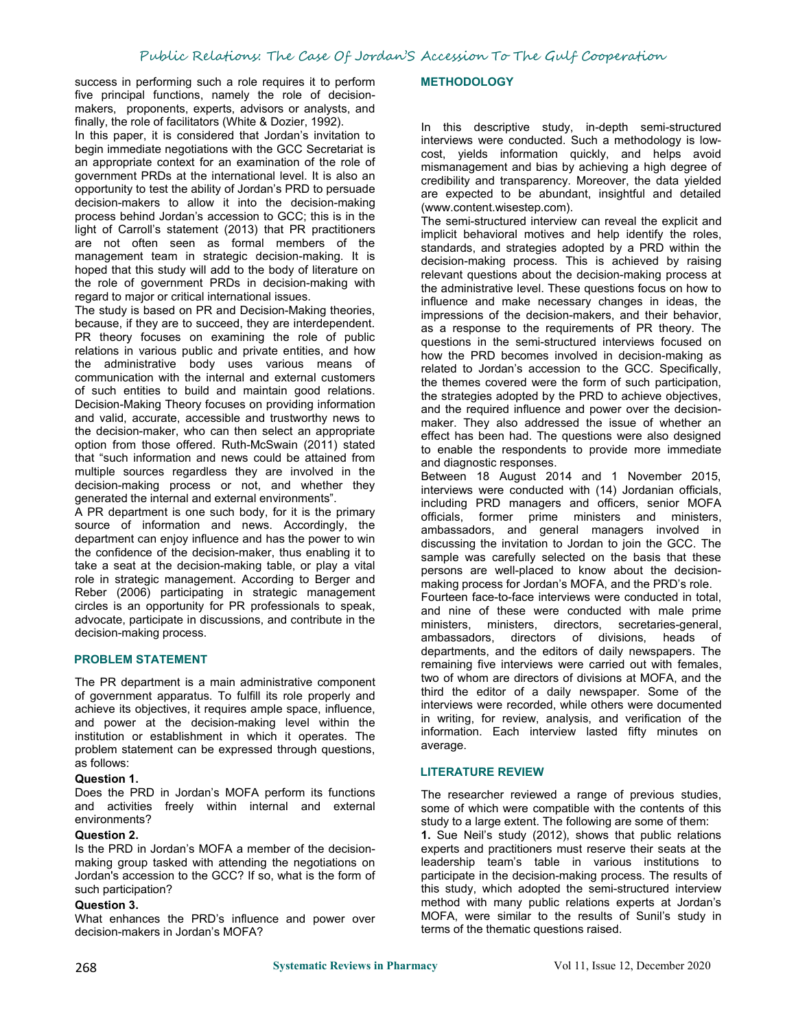success in performing such a role requires it to perform five principal functions, namely the role of decision-makers, proponents, experts, advisors or analysts, and finally, the role of facilitators (White & Dozier, 1992).

In this paper, it is considered that Jordan's invitation to begin immediate negotiations with the GCC Secretariat is an appropriate context for an examination of the role of government PRDs at the international level. It is also an opportunity to test the ability of Jordan's PRD to persuade decision-makers to allow it into the decision-making process behind Jordan's accession to GCC; this is in the light of Carroll's statement (2013) that PR practitioners are not often seen as formal members of the management team in strategic decision-making. It is hoped that this study will add to the body of literature on the role of government PRDs in decision-making with regard to major or critical international issues.

The study is based on PR and Decision-Making theories, because, if they are to succeed, they are interdependent. PR theory focuses on examining the role of public relations in various public and private entities, and how the administrative body uses various means of communication with the internal and external customers of such entities to build and maintain good relations. Decision-Making Theory focuses on providing information and valid, accurate, accessible and trustworthy news to the decision-maker, who can then select an appropriate option from those offered. Ruth-McSwain (2011) stated that "such information and news could be attained from multiple sources regardless they are involved in the decision-making process or not, and whether they generated the internal and external environments".

A PR department is one such body, for it is the primary source of information and news. Accordingly, the department can enjoy influence and has the power to win the confidence of the decision-maker, thus enabling it to take a seat at the decision-making table, or play a vital role in strategic management. According to Berger and Reber (2006) participating in strategic management circles is an opportunity for PR professionals to speak, advocate, participate in discussions, and contribute in the decision-making process.

## PROBLEM STATEMENT

The PR department is a main administrative component of government apparatus. To fulfill its role properly and achieve its objectives, it requires ample space, influence, and power at the decision-making level within the institution or establishment in which it operates. The problem statement can be expressed through questions, as follows:

**Question 1.**

Does the PRD in Jordan's MOFA perform its functions and activities freely within internal and external environments?

**Question 2.**

Is the PRD in Jordan's MOFA a member of the decision-making group tasked with attending the negotiations on Jordan's accession to the GCC? If so, what is the form of such participation?

**Question 3.**

What enhances the PRD's influence and power over decision-makers in Jordan's MOFA?

## METHODOLOGY

In this descriptive study, in-depth semi-structured interviews were conducted. Such a methodology is low-cost, yields information quickly, and helps avoid mismanagement and bias by achieving a high degree of credibility and transparency. Moreover, the data yielded are expected to be abundant, insightful and detailed (www.content.wisestep.com).

The semi-structured interview can reveal the explicit and implicit behavioral motives and help identify the roles, standards, and strategies adopted by a PRD within the decision-making process. This is achieved by raising relevant questions about the decision-making process at the administrative level. These questions focus on how to influence and make necessary changes in ideas, the impressions of the decision-makers, and their behavior, as a response to the requirements of PR theory. The questions in the semi-structured interviews focused on how the PRD becomes involved in decision-making as related to Jordan's accession to the GCC. Specifically, the themes covered were the form of such participation, the strategies adopted by the PRD to achieve objectives, and the required influence and power over the decision-maker. They also addressed the issue of whether an effect has been had. The questions were also designed to enable the respondents to provide more immediate and diagnostic responses.

Between 18 August 2014 and 1 November 2015, interviews were conducted with (14) Jordanian officials, including PRD managers and officers, senior MOFA officials, former prime ministers and ministers, ambassadors, and general managers involved in discussing the invitation to Jordan to join the GCC. The sample was carefully selected on the basis that these persons are well-placed to know about the decision-making process for Jordan's MOFA, and the PRD's role.

Fourteen face-to-face interviews were conducted in total, and nine of these were conducted with male prime ministers, ministers, directors, secretaries-general, ambassadors, directors of divisions, heads of departments, and the editors of daily newspapers. The remaining five interviews were carried out with females, two of whom are directors of divisions at MOFA, and the third the editor of a daily newspaper. Some of the interviews were recorded, while others were documented in writing, for review, analysis, and verification of the information. Each interview lasted fifty minutes on average.

## LITERATURE REVIEW

The researcher reviewed a range of previous studies, some of which were compatible with the contents of this study to a large extent. The following are some of them:

**1.** Sue Neil's study (2012), shows that public relations experts and practitioners must reserve their seats at the leadership team's table in various institutions to participate in the decision-making process. The results of this study, which adopted the semi-structured interview method with many public relations experts at Jordan's MOFA, were similar to the results of Sunil's study in terms of the thematic questions raised.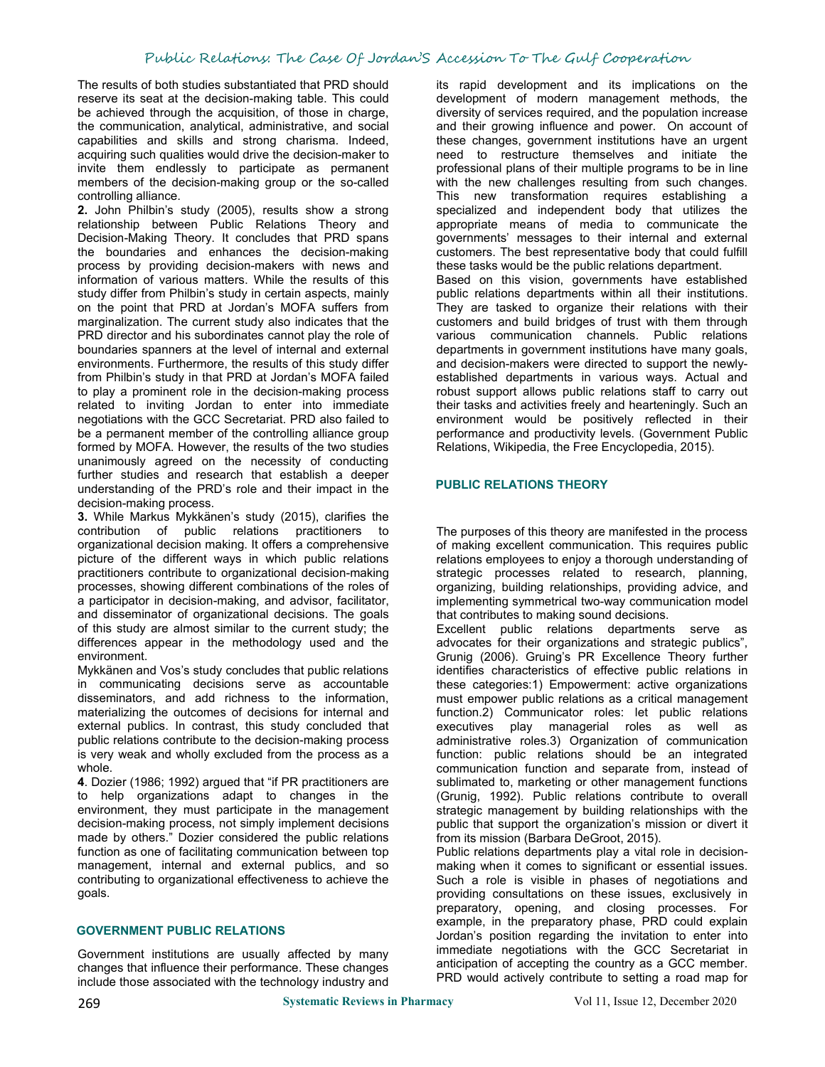The results of both studies substantiated that PRD should reserve its seat at the decision-making table. This could be achieved through the acquisition, of those in charge, the communication, analytical, administrative, and social capabilities and skills and strong charisma. Indeed, acquiring such qualities would drive the decision-maker to invite them endlessly to participate as permanent members of the decision-making group or the so-called controlling alliance.

**2.** John Philbin's study (2005), results show a strong relationship between Public Relations Theory and Decision-Making Theory. It concludes that PRD spans the boundaries and enhances the decision-making process by providing decision-makers with news and information of various matters. While the results of this study differ from Philbin's study in certain aspects, mainly on the point that PRD at Jordan's MOFA suffers from marginalization. The current study also indicates that the PRD director and his subordinates cannot play the role of boundaries spanners at the level of internal and external environments. Furthermore, the results of this study differ from Philbin's study in that PRD at Jordan's MOFA failed to play a prominent role in the decision-making process related to inviting Jordan to enter into immediate negotiations with the GCC Secretariat. PRD also failed to be a permanent member of the controlling alliance group formed by MOFA. However, the results of the two studies unanimously agreed on the necessity of conducting further studies and research that establish a deeper understanding of the PRD's role and their impact in the decision-making process.

**3.** While Markus Mykkänen's study (2015), clarifies the contribution of public relations practitioners to organizational decision making. It offers a comprehensive picture of the different ways in which public relations practitioners contribute to organizational decision-making processes, showing different combinations of the roles of a participator in decision-making, and advisor, facilitator, and disseminator of organizational decisions. The goals of this study are almost similar to the current study; the differences appear in the methodology used and the environment.

Mykkänen and Vos's study concludes that public relations in communicating decisions serve as accountable disseminators, and add richness to the information, materializing the outcomes of decisions for internal and external publics. In contrast, this study concluded that public relations contribute to the decision-making process is very weak and wholly excluded from the process as a whole.

**4**. Dozier (1986; 1992) argued that "if PR practitioners are to help organizations adapt to changes in the environment, they must participate in the management decision-making process, not simply implement decisions made by others." Dozier considered the public relations function as one of facilitating communication between top management, internal and external publics, and so contributing to organizational effectiveness to achieve the goals.

## GOVERNMENT PUBLIC RELATIONS

Government institutions are usually affected by many changes that influence their performance. These changes include those associated with the technology industry and its rapid development and its implications on the development of modern management methods, the diversity of services required, and the population increase and their growing influence and power. On account of these changes, government institutions have an urgent need to restructure themselves and initiate the professional plans of their multiple programs to be in line with the new challenges resulting from such changes. This new transformation requires establishing a specialized and independent body that utilizes the appropriate means of media to communicate the governments' messages to their internal and external customers. The best representative body that could fulfill these tasks would be the public relations department.

Based on this vision, governments have established public relations departments within all their institutions. They are tasked to organize their relations with their customers and build bridges of trust with them through various communication channels. Public relations departments in government institutions have many goals, and decision-makers were directed to support the newly-established departments in various ways. Actual and robust support allows public relations staff to carry out their tasks and activities freely and hearteningly. Such an environment would be positively reflected in their performance and productivity levels. (Government Public Relations, Wikipedia, the Free Encyclopedia, 2015).

## PUBLIC RELATIONS THEORY

The purposes of this theory are manifested in the process of making excellent communication. This requires public relations employees to enjoy a thorough understanding of strategic processes related to research, planning, organizing, building relationships, providing advice, and implementing symmetrical two-way communication model that contributes to making sound decisions.

Excellent public relations departments serve as advocates for their organizations and strategic publics", Grunig (2006). Gruing's PR Excellence Theory further identifies characteristics of effective public relations in these categories:1) Empowerment: active organizations must empower public relations as a critical management function.2) Communicator roles: let public relations executives play managerial roles as well as administrative roles.3) Organization of communication function: public relations should be an integrated communication function and separate from, instead of sublimated to, marketing or other management functions (Grunig, 1992). Public relations contribute to overall strategic management by building relationships with the public that support the organization's mission or divert it from its mission (Barbara DeGroot, 2015).

Public relations departments play a vital role in decision-making when it comes to significant or essential issues. Such a role is visible in phases of negotiations and providing consultations on these issues, exclusively in preparatory, opening, and closing processes. For example, in the preparatory phase, PRD could explain Jordan's position regarding the invitation to enter into immediate negotiations with the GCC Secretariat in anticipation of accepting the country as a GCC member. PRD would actively contribute to setting a road map for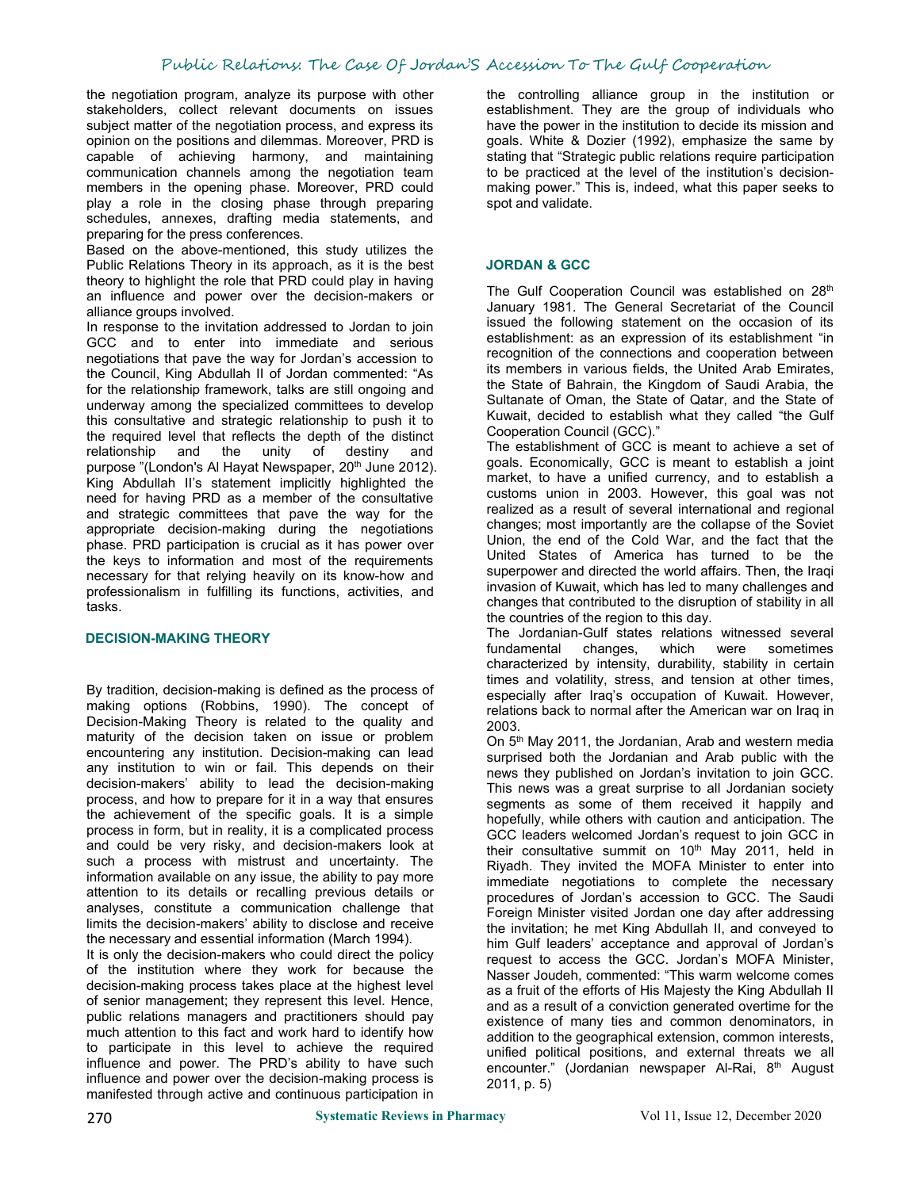the negotiation program, analyze its purpose with other stakeholders, collect relevant documents on issues subject matter of the negotiation process, and express its opinion on the positions and dilemmas. Moreover, PRD is capable of achieving harmony, and maintaining communication channels among the negotiation team members in the opening phase. Moreover, PRD could play a role in the closing phase through preparing schedules, annexes, drafting media statements, and preparing for the press conferences.

Based on the above-mentioned, this study utilizes the Public Relations Theory in its approach, as it is the best theory to highlight the role that PRD could play in having an influence and power over the decision-makers or alliance groups involved.

In response to the invitation addressed to Jordan to join GCC and to enter into immediate and serious negotiations that pave the way for Jordan's accession to the Council, King Abdullah II of Jordan commented: "As for the relationship framework, talks are still ongoing and underway among the specialized committees to develop this consultative and strategic relationship to push it to the required level that reflects the depth of the distinct relationship and the unity of destiny and purpose "(London's Al Hayat Newspaper, 20th June 2012). King Abdullah II's statement implicitly highlighted the need for having PRD as a member of the consultative and strategic committees that pave the way for the appropriate decision-making during the negotiations phase. PRD participation is crucial as it has power over the keys to information and most of the requirements necessary for that relying heavily on its know-how and professionalism in fulfilling its functions, activities, and tasks.

## DECISION-MAKING THEORY

By tradition, decision-making is defined as the process of making options (Robbins, 1990). The concept of Decision-Making Theory is related to the quality and maturity of the decision taken on issue or problem encountering any institution. Decision-making can lead any institution to win or fail. This depends on their decision-makers' ability to lead the decision-making process, and how to prepare for it in a way that ensures the achievement of the specific goals. It is a simple process in form, but in reality, it is a complicated process and could be very risky, and decision-makers look at such a process with mistrust and uncertainty. The information available on any issue, the ability to pay more attention to its details or recalling previous details or analyses, constitute a communication challenge that limits the decision-makers' ability to disclose and receive the necessary and essential information (March 1994).

It is only the decision-makers who could direct the policy of the institution where they work for because the decision-making process takes place at the highest level of senior management; they represent this level. Hence, public relations managers and practitioners should pay much attention to this fact and work hard to identify how to participate in this level to achieve the required influence and power. The PRD's ability to have such influence and power over the decision-making process is manifested through active and continuous participation in the controlling alliance group in the institution or establishment. They are the group of individuals who have the power in the institution to decide its mission and goals. White & Dozier (1992), emphasize the same by stating that "Strategic public relations require participation to be practiced at the level of the institution's decision-making power." This is, indeed, what this paper seeks to spot and validate.

## JORDAN & GCC

The Gulf Cooperation Council was established on 28th January 1981. The General Secretariat of the Council issued the following statement on the occasion of its establishment: as an expression of its establishment "in recognition of the connections and cooperation between its members in various fields, the United Arab Emirates, the State of Bahrain, the Kingdom of Saudi Arabia, the Sultanate of Oman, the State of Qatar, and the State of Kuwait, decided to establish what they called "the Gulf Cooperation Council (GCC)."

The establishment of GCC is meant to achieve a set of goals. Economically, GCC is meant to establish a joint market, to have a unified currency, and to establish a customs union in 2003. However, this goal was not realized as a result of several international and regional changes; most importantly are the collapse of the Soviet Union, the end of the Cold War, and the fact that the United States of America has turned to be the superpower and directed the world affairs. Then, the Iraqi invasion of Kuwait, which has led to many challenges and changes that contributed to the disruption of stability in all the countries of the region to this day.

The Jordanian-Gulf states relations witnessed several fundamental changes, which were sometimes characterized by intensity, durability, stability in certain times and volatility, stress, and tension at other times, especially after Iraq's occupation of Kuwait. However, relations back to normal after the American war on Iraq in 2003.

On 5th May 2011, the Jordanian, Arab and western media surprised both the Jordanian and Arab public with the news they published on Jordan's invitation to join GCC. This news was a great surprise to all Jordanian society segments as some of them received it happily and hopefully, while others with caution and anticipation. The GCC leaders welcomed Jordan's request to join GCC in their consultative summit on 10th May 2011, held in Riyadh. They invited the MOFA Minister to enter into immediate negotiations to complete the necessary procedures of Jordan's accession to GCC. The Saudi Foreign Minister visited Jordan one day after addressing the invitation; he met King Abdullah II, and conveyed to him Gulf leaders' acceptance and approval of Jordan's request to access the GCC. Jordan's MOFA Minister, Nasser Joudeh, commented: "This warm welcome comes as a fruit of the efforts of His Majesty the King Abdullah II and as a result of a conviction generated overtime for the existence of many ties and common denominators, in addition to the geographical extension, common interests, unified political positions, and external threats we all encounter." (Jordanian newspaper Al-Rai, 8th August 2011, p. 5)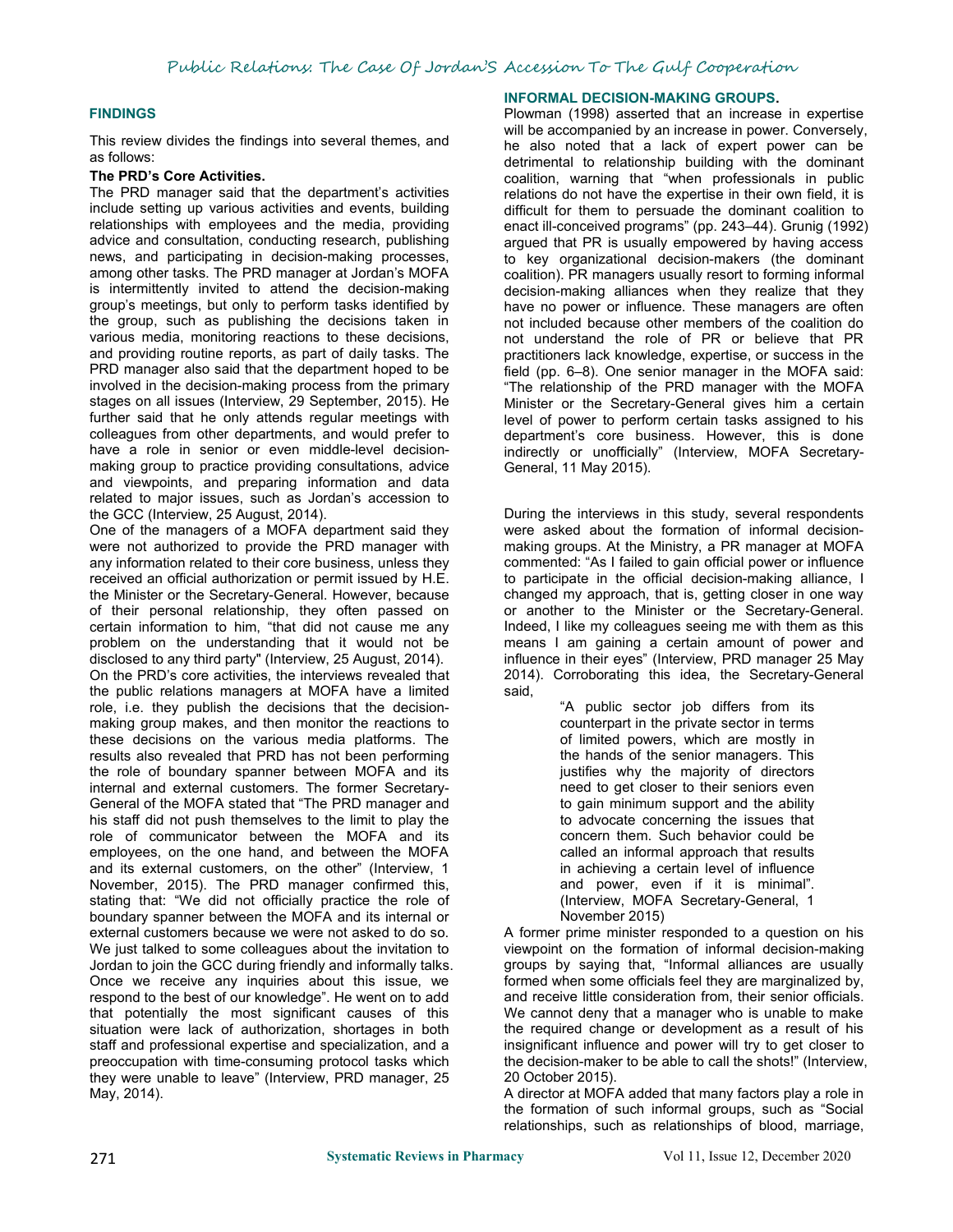## FINDINGS

This review divides the findings into several themes, and as follows:

### The PRD's Core Activities.

The PRD manager said that the department's activities include setting up various activities and events, building relationships with employees and the media, providing advice and consultation, conducting research, publishing news, and participating in decision-making processes, among other tasks. The PRD manager at Jordan's MOFA is intermittently invited to attend the decision-making group's meetings, but only to perform tasks identified by the group, such as publishing the decisions taken in various media, monitoring reactions to these decisions, and providing routine reports, as part of daily tasks. The PRD manager also said that the department hoped to be involved in the decision-making process from the primary stages on all issues (Interview, 29 September, 2015). He further said that he only attends regular meetings with colleagues from other departments, and would prefer to have a role in senior or even middle-level decision-making group to practice providing consultations, advice and viewpoints, and preparing information and data related to major issues, such as Jordan's accession to the GCC (Interview, 25 August, 2014).

One of the managers of a MOFA department said they were not authorized to provide the PRD manager with any information related to their core business, unless they received an official authorization or permit issued by H.E. the Minister or the Secretary-General. However, because of their personal relationship, they often passed on certain information to him, "that did not cause me any problem on the understanding that it would not be disclosed to any third party" (Interview, 25 August, 2014).

On the PRD's core activities, the interviews revealed that the public relations managers at MOFA have a limited role, i.e. they publish the decisions that the decision-making group makes, and then monitor the reactions to these decisions on the various media platforms. The results also revealed that PRD has not been performing the role of boundary spanner between MOFA and its internal and external customers. The former Secretary-General of the MOFA stated that "The PRD manager and his staff did not push themselves to the limit to play the role of communicator between the MOFA and its employees, on the one hand, and between the MOFA and its external customers, on the other" (Interview, 1 November, 2015). The PRD manager confirmed this, stating that: "We did not officially practice the role of boundary spanner between the MOFA and its internal or external customers because we were not asked to do so. We just talked to some colleagues about the invitation to Jordan to join the GCC during friendly and informally talks. Once we receive any inquiries about this issue, we respond to the best of our knowledge". He went on to add that potentially the most significant causes of this situation were lack of authorization, shortages in both staff and professional expertise and specialization, and a preoccupation with time-consuming protocol tasks which they were unable to leave" (Interview, PRD manager, 25 May, 2014).

### INFORMAL DECISION-MAKING GROUPS.

Plowman (1998) asserted that an increase in expertise will be accompanied by an increase in power. Conversely, he also noted that a lack of expert power can be detrimental to relationship building with the dominant coalition, warning that "when professionals in public relations do not have the expertise in their own field, it is difficult for them to persuade the dominant coalition to enact ill-conceived programs" (pp. 243–44). Grunig (1992) argued that PR is usually empowered by having access to key organizational decision-makers (the dominant coalition). PR managers usually resort to forming informal decision-making alliances when they realize that they have no power or influence. These managers are often not included because other members of the coalition do not understand the role of PR or believe that PR practitioners lack knowledge, expertise, or success in the field (pp. 6–8). One senior manager in the MOFA said: "The relationship of the PRD manager with the MOFA Minister or the Secretary-General gives him a certain level of power to perform certain tasks assigned to his department's core business. However, this is done indirectly or unofficially" (Interview, MOFA Secretary-General, 11 May 2015).

During the interviews in this study, several respondents were asked about the formation of informal decision-making groups. At the Ministry, a PR manager at MOFA commented: "As I failed to gain official power or influence to participate in the official decision-making alliance, I changed my approach, that is, getting closer in one way or another to the Minister or the Secretary-General. Indeed, I like my colleagues seeing me with them as this means I am gaining a certain amount of power and influence in their eyes" (Interview, PRD manager 25 May 2014). Corroborating this idea, the Secretary-General said,

> "A public sector job differs from its counterpart in the private sector in terms of limited powers, which are mostly in the hands of the senior managers. This justifies why the majority of directors need to get closer to their seniors even to gain minimum support and the ability to advocate concerning the issues that concern them. Such behavior could be called an informal approach that results in achieving a certain level of influence and power, even if it is minimal". (Interview, MOFA Secretary-General, 1 November 2015)

A former prime minister responded to a question on his viewpoint on the formation of informal decision-making groups by saying that, "Informal alliances are usually formed when some officials feel they are marginalized by, and receive little consideration from, their senior officials. We cannot deny that a manager who is unable to make the required change or development as a result of his insignificant influence and power will try to get closer to the decision-maker to be able to call the shots!" (Interview, 20 October 2015).

A director at MOFA added that many factors play a role in the formation of such informal groups, such as "Social relationships, such as relationships of blood, marriage,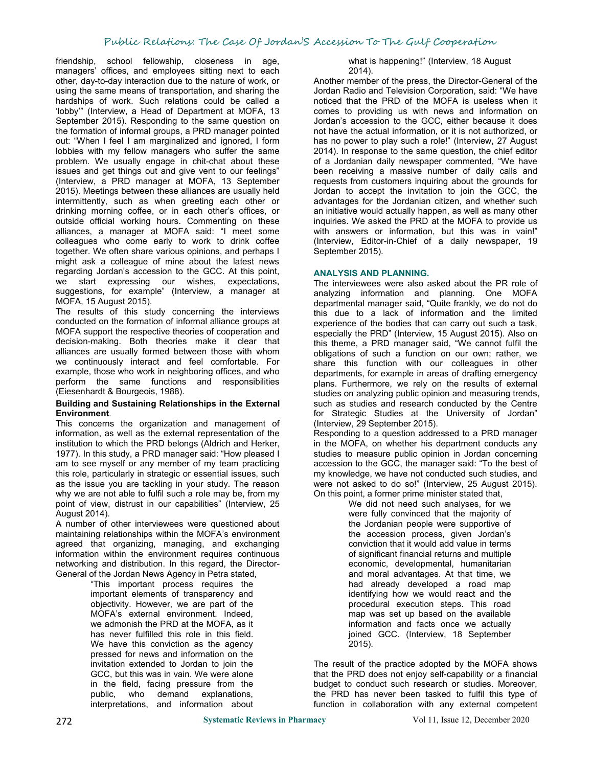friendship, school fellowship, closeness in age, managers' offices, and employees sitting next to each other, day-to-day interaction due to the nature of work, or using the same means of transportation, and sharing the hardships of work. Such relations could be called a 'lobby'" (Interview, a Head of Department at MOFA, 13 September 2015). Responding to the same question on the formation of informal groups, a PRD manager pointed out: "When I feel I am marginalized and ignored, I form lobbies with my fellow managers who suffer the same problem. We usually engage in chit-chat about these issues and get things out and give vent to our feelings" (Interview, a PRD manager at MOFA, 13 September 2015). Meetings between these alliances are usually held intermittently, such as when greeting each other or drinking morning coffee, or in each other's offices, or outside official working hours. Commenting on these alliances, a manager at MOFA said: "I meet some colleagues who come early to work to drink coffee together. We often share various opinions, and perhaps I might ask a colleague of mine about the latest news regarding Jordan's accession to the GCC. At this point, we start expressing our wishes, expectations, suggestions, for example" (Interview, a manager at MOFA, 15 August 2015).

The results of this study concerning the interviews conducted on the formation of informal alliance groups at MOFA support the respective theories of cooperation and decision-making. Both theories make it clear that alliances are usually formed between those with whom we continuously interact and feel comfortable. For example, those who work in neighboring offices, and who perform the same functions and responsibilities (Eiesenhardt & Bourgeois, 1988).

**Building and Sustaining Relationships in the External Environment**.

This concerns the organization and management of information, as well as the external representation of the institution to which the PRD belongs (Aldrich and Herker, 1977). In this study, a PRD manager said: "How pleased I am to see myself or any member of my team practicing this role, particularly in strategic or essential issues, such as the issue you are tackling in your study. The reason why we are not able to fulfil such a role may be, from my point of view, distrust in our capabilities" (Interview, 25 August 2014).

A number of other interviewees were questioned about maintaining relationships within the MOFA's environment agreed that organizing, managing, and exchanging information within the environment requires continuous networking and distribution. In this regard, the Director-General of the Jordan News Agency in Petra stated,

> "This important process requires the important elements of transparency and objectivity. However, we are part of the MOFA's external environment. Indeed, we admonish the PRD at the MOFA, as it has never fulfilled this role in this field. We have this conviction as the agency pressed for news and information on the invitation extended to Jordan to join the GCC, but this was in vain. We were alone in the field, facing pressure from the public, who demand explanations, interpretations, and information about what is happening!" (Interview, 18 August 2014).

Another member of the press, the Director-General of the Jordan Radio and Television Corporation, said: "We have noticed that the PRD of the MOFA is useless when it comes to providing us with news and information on Jordan's accession to the GCC, either because it does not have the actual information, or it is not authorized, or has no power to play such a role!" (Interview, 27 August 2014). In response to the same question, the chief editor of a Jordanian daily newspaper commented, "We have been receiving a massive number of daily calls and requests from customers inquiring about the grounds for Jordan to accept the invitation to join the GCC, the advantages for the Jordanian citizen, and whether such an initiative would actually happen, as well as many other inquiries. We asked the PRD at the MOFA to provide us with answers or information, but this was in vain!" (Interview, Editor-in-Chief of a daily newspaper, 19 September 2015).

**ANALYSIS AND PLANNING.**

The interviewees were also asked about the PR role of analyzing information and planning. One MOFA departmental manager said, "Quite frankly, we do not do this due to a lack of information and the limited experience of the bodies that can carry out such a task, especially the PRD" (Interview, 15 August 2015). Also on this theme, a PRD manager said, "We cannot fulfil the obligations of such a function on our own; rather, we share this function with our colleagues in other departments, for example in areas of drafting emergency plans. Furthermore, we rely on the results of external studies on analyzing public opinion and measuring trends, such as studies and research conducted by the Centre for Strategic Studies at the University of Jordan" (Interview, 29 September 2015).

Responding to a question addressed to a PRD manager in the MOFA, on whether his department conducts any studies to measure public opinion in Jordan concerning accession to the GCC, the manager said: "To the best of my knowledge, we have not conducted such studies, and were not asked to do so!" (Interview, 25 August 2015). On this point, a former prime minister stated that,

> We did not need such analyses, for we were fully convinced that the majority of the Jordanian people were supportive of the accession process, given Jordan's conviction that it would add value in terms of significant financial returns and multiple economic, developmental, humanitarian and moral advantages. At that time, we had already developed a road map identifying how we would react and the procedural execution steps. This road map was set up based on the available information and facts once we actually joined GCC. (Interview, 18 September 2015).

The result of the practice adopted by the MOFA shows that the PRD does not enjoy self-capability or a financial budget to conduct such research or studies. Moreover, the PRD has never been tasked to fulfil this type of function in collaboration with any external competent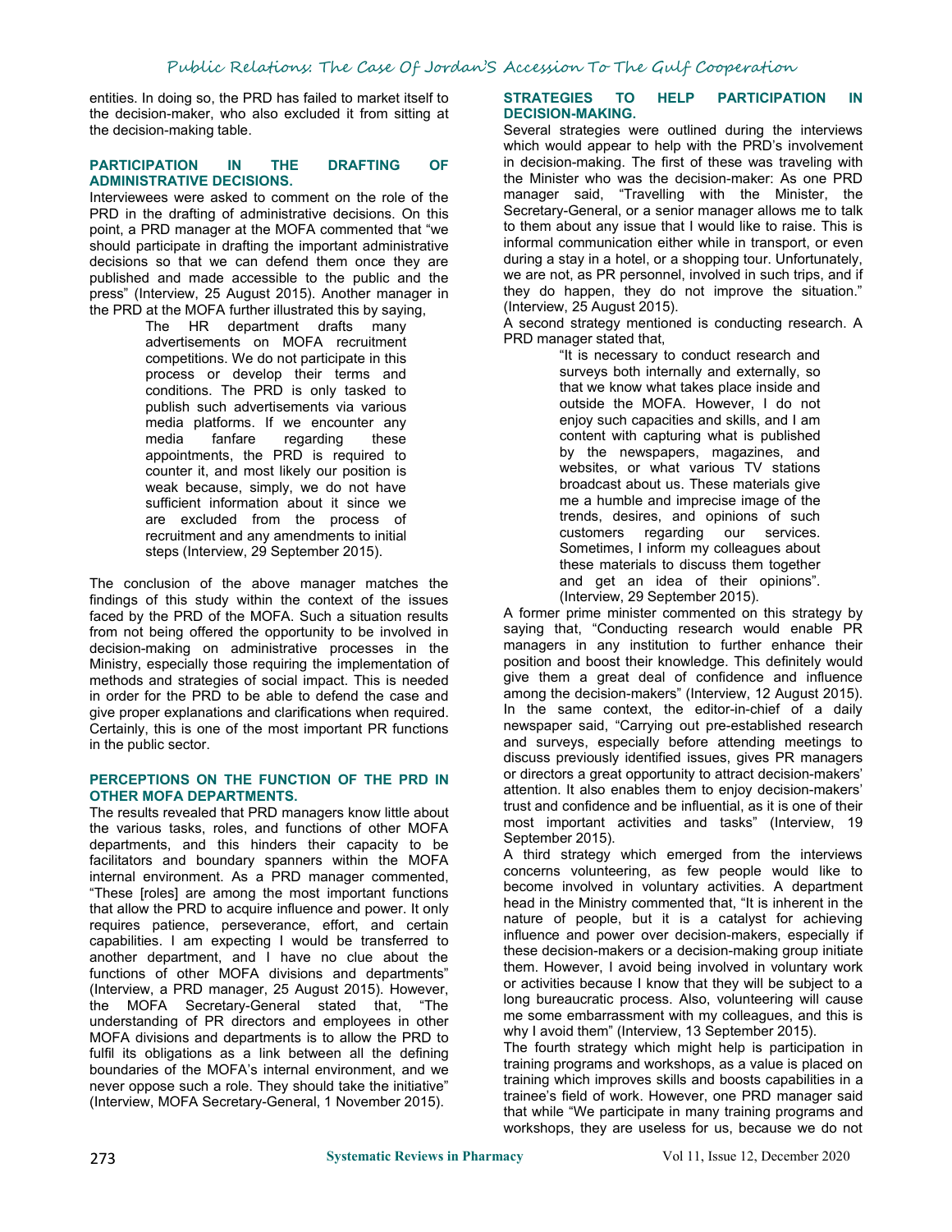entities. In doing so, the PRD has failed to market itself to the decision-maker, who also excluded it from sitting at the decision-making table.

### PARTICIPATION IN THE DRAFTING OF ADMINISTRATIVE DECISIONS.

Interviewees were asked to comment on the role of the PRD in the drafting of administrative decisions. On this point, a PRD manager at the MOFA commented that "we should participate in drafting the important administrative decisions so that we can defend them once they are published and made accessible to the public and the press" (Interview, 25 August 2015). Another manager in the PRD at the MOFA further illustrated this by saying,

> The HR department drafts many advertisements on MOFA recruitment competitions. We do not participate in this process or develop their terms and conditions. The PRD is only tasked to publish such advertisements via various media platforms. If we encounter any media fanfare regarding these appointments, the PRD is required to counter it, and most likely our position is weak because, simply, we do not have sufficient information about it since we are excluded from the process of recruitment and any amendments to initial steps (Interview, 29 September 2015).

The conclusion of the above manager matches the findings of this study within the context of the issues faced by the PRD of the MOFA. Such a situation results from not being offered the opportunity to be involved in decision-making on administrative processes in the Ministry, especially those requiring the implementation of methods and strategies of social impact. This is needed in order for the PRD to be able to defend the case and give proper explanations and clarifications when required. Certainly, this is one of the most important PR functions in the public sector.

### PERCEPTIONS ON THE FUNCTION OF THE PRD IN OTHER MOFA DEPARTMENTS.

The results revealed that PRD managers know little about the various tasks, roles, and functions of other MOFA departments, and this hinders their capacity to be facilitators and boundary spanners within the MOFA internal environment. As a PRD manager commented, "These [roles] are among the most important functions that allow the PRD to acquire influence and power. It only requires patience, perseverance, effort, and certain capabilities. I am expecting I would be transferred to another department, and I have no clue about the functions of other MOFA divisions and departments" (Interview, a PRD manager, 25 August 2015). However, the MOFA Secretary-General stated that, "The understanding of PR directors and employees in other MOFA divisions and departments is to allow the PRD to fulfil its obligations as a link between all the defining boundaries of the MOFA's internal environment, and we never oppose such a role. They should take the initiative" (Interview, MOFA Secretary-General, 1 November 2015).

### STRATEGIES TO HELP PARTICIPATION IN DECISION-MAKING.

Several strategies were outlined during the interviews which would appear to help with the PRD's involvement in decision-making. The first of these was traveling with the Minister who was the decision-maker: As one PRD manager said, "Travelling with the Minister, the Secretary-General, or a senior manager allows me to talk to them about any issue that I would like to raise. This is informal communication either while in transport, or even during a stay in a hotel, or a shopping tour. Unfortunately, we are not, as PR personnel, involved in such trips, and if they do happen, they do not improve the situation." (Interview, 25 August 2015).

A second strategy mentioned is conducting research. A PRD manager stated that,

> "It is necessary to conduct research and surveys both internally and externally, so that we know what takes place inside and outside the MOFA. However, I do not enjoy such capacities and skills, and I am content with capturing what is published by the newspapers, magazines, and websites, or what various TV stations broadcast about us. These materials give me a humble and imprecise image of the trends, desires, and opinions of such customers regarding our services. Sometimes, I inform my colleagues about these materials to discuss them together and get an idea of their opinions". (Interview, 29 September 2015).

A former prime minister commented on this strategy by saying that, "Conducting research would enable PR managers in any institution to further enhance their position and boost their knowledge. This definitely would give them a great deal of confidence and influence among the decision-makers" (Interview, 12 August 2015). In the same context, the editor-in-chief of a daily newspaper said, "Carrying out pre-established research and surveys, especially before attending meetings to discuss previously identified issues, gives PR managers or directors a great opportunity to attract decision-makers' attention. It also enables them to enjoy decision-makers' trust and confidence and be influential, as it is one of their most important activities and tasks" (Interview, 19 September 2015).

A third strategy which emerged from the interviews concerns volunteering, as few people would like to become involved in voluntary activities. A department head in the Ministry commented that, "It is inherent in the nature of people, but it is a catalyst for achieving influence and power over decision-makers, especially if these decision-makers or a decision-making group initiate them. However, I avoid being involved in voluntary work or activities because I know that they will be subject to a long bureaucratic process. Also, volunteering will cause me some embarrassment with my colleagues, and this is why I avoid them" (Interview, 13 September 2015).

The fourth strategy which might help is participation in training programs and workshops, as a value is placed on training which improves skills and boosts capabilities in a trainee's field of work. However, one PRD manager said that while "We participate in many training programs and workshops, they are useless for us, because we do not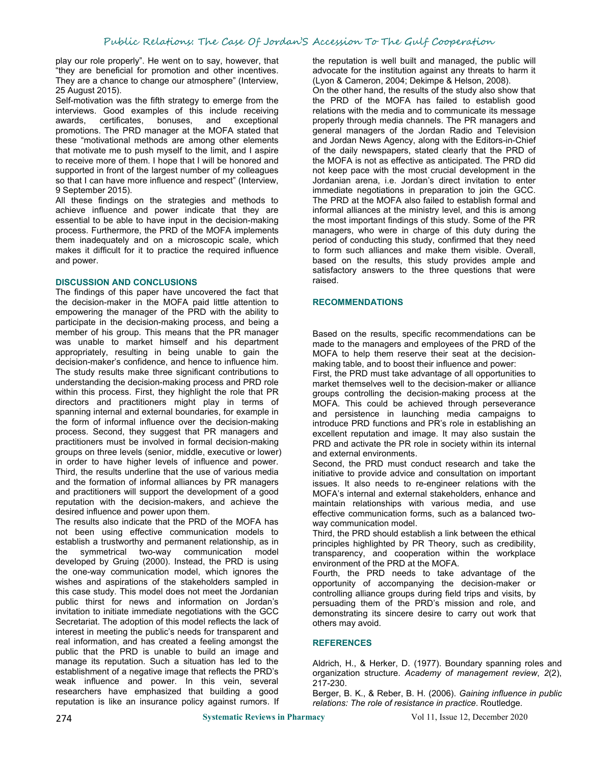play our role properly". He went on to say, however, that "they are beneficial for promotion and other incentives. They are a chance to change our atmosphere" (Interview, 25 August 2015).

Self-motivation was the fifth strategy to emerge from the interviews. Good examples of this include receiving awards, certificates, bonuses, and exceptional promotions. The PRD manager at the MOFA stated that these "motivational methods are among other elements that motivate me to push myself to the limit, and I aspire to receive more of them. I hope that I will be honored and supported in front of the largest number of my colleagues so that I can have more influence and respect" (Interview, 9 September 2015).

All these findings on the strategies and methods to achieve influence and power indicate that they are essential to be able to have input in the decision-making process. Furthermore, the PRD of the MOFA implements them inadequately and on a microscopic scale, which makes it difficult for it to practice the required influence and power.

## DISCUSSION AND CONCLUSIONS

The findings of this paper have uncovered the fact that the decision-maker in the MOFA paid little attention to empowering the manager of the PRD with the ability to participate in the decision-making process, and being a member of his group. This means that the PR manager was unable to market himself and his department appropriately, resulting in being unable to gain the decision-maker's confidence, and hence to influence him. The study results make three significant contributions to understanding the decision-making process and PRD role within this process. First, they highlight the role that PR directors and practitioners might play in terms of spanning internal and external boundaries, for example in the form of informal influence over the decision-making process. Second, they suggest that PR managers and practitioners must be involved in formal decision-making groups on three levels (senior, middle, executive or lower) in order to have higher levels of influence and power. Third, the results underline that the use of various media and the formation of informal alliances by PR managers and practitioners will support the development of a good reputation with the decision-makers, and achieve the desired influence and power upon them.

The results also indicate that the PRD of the MOFA has not been using effective communication models to establish a trustworthy and permanent relationship, as in the symmetrical two-way communication model developed by Gruing (2000). Instead, the PRD is using the one-way communication model, which ignores the wishes and aspirations of the stakeholders sampled in this case study. This model does not meet the Jordanian public thirst for news and information on Jordan's invitation to initiate immediate negotiations with the GCC Secretariat. The adoption of this model reflects the lack of interest in meeting the public's needs for transparent and real information, and has created a feeling amongst the public that the PRD is unable to build an image and manage its reputation. Such a situation has led to the establishment of a negative image that reflects the PRD's weak influence and power. In this vein, several researchers have emphasized that building a good reputation is like an insurance policy against rumors. If the reputation is well built and managed, the public will advocate for the institution against any threats to harm it (Lyon & Cameron, 2004; Dekimpe & Helson, 2008).

On the other hand, the results of the study also show that the PRD of the MOFA has failed to establish good relations with the media and to communicate its message properly through media channels. The PR managers and general managers of the Jordan Radio and Television and Jordan News Agency, along with the Editors-in-Chief of the daily newspapers, stated clearly that the PRD of the MOFA is not as effective as anticipated. The PRD did not keep pace with the most crucial development in the Jordanian arena, i.e. Jordan's direct invitation to enter immediate negotiations in preparation to join the GCC. The PRD at the MOFA also failed to establish formal and informal alliances at the ministry level, and this is among the most important findings of this study. Some of the PR managers, who were in charge of this duty during the period of conducting this study, confirmed that they need to form such alliances and make them visible. Overall, based on the results, this study provides ample and satisfactory answers to the three questions that were raised.

## RECOMMENDATIONS

Based on the results, specific recommendations can be made to the managers and employees of the PRD of the MOFA to help them reserve their seat at the decision-making table, and to boost their influence and power:

First, the PRD must take advantage of all opportunities to market themselves well to the decision-maker or alliance groups controlling the decision-making process at the MOFA. This could be achieved through perseverance and persistence in launching media campaigns to introduce PRD functions and PR's role in establishing an excellent reputation and image. It may also sustain the PRD and activate the PR role in society within its internal and external environments.

Second, the PRD must conduct research and take the initiative to provide advice and consultation on important issues. It also needs to re-engineer relations with the MOFA's internal and external stakeholders, enhance and maintain relationships with various media, and use effective communication forms, such as a balanced two-way communication model.

Third, the PRD should establish a link between the ethical principles highlighted by PR Theory, such as credibility, transparency, and cooperation within the workplace environment of the PRD at the MOFA.

Fourth, the PRD needs to take advantage of the opportunity of accompanying the decision-maker or controlling alliance groups during field trips and visits, by persuading them of the PRD's mission and role, and demonstrating its sincere desire to carry out work that others may avoid.

## REFERENCES

Aldrich, H., & Herker, D. (1977). Boundary spanning roles and organization structure. *Academy of management review*, *2*(2), 217-230.

Berger, B. K., & Reber, B. H. (2006). *Gaining influence in public relations: The role of resistance in practice*. Routledge.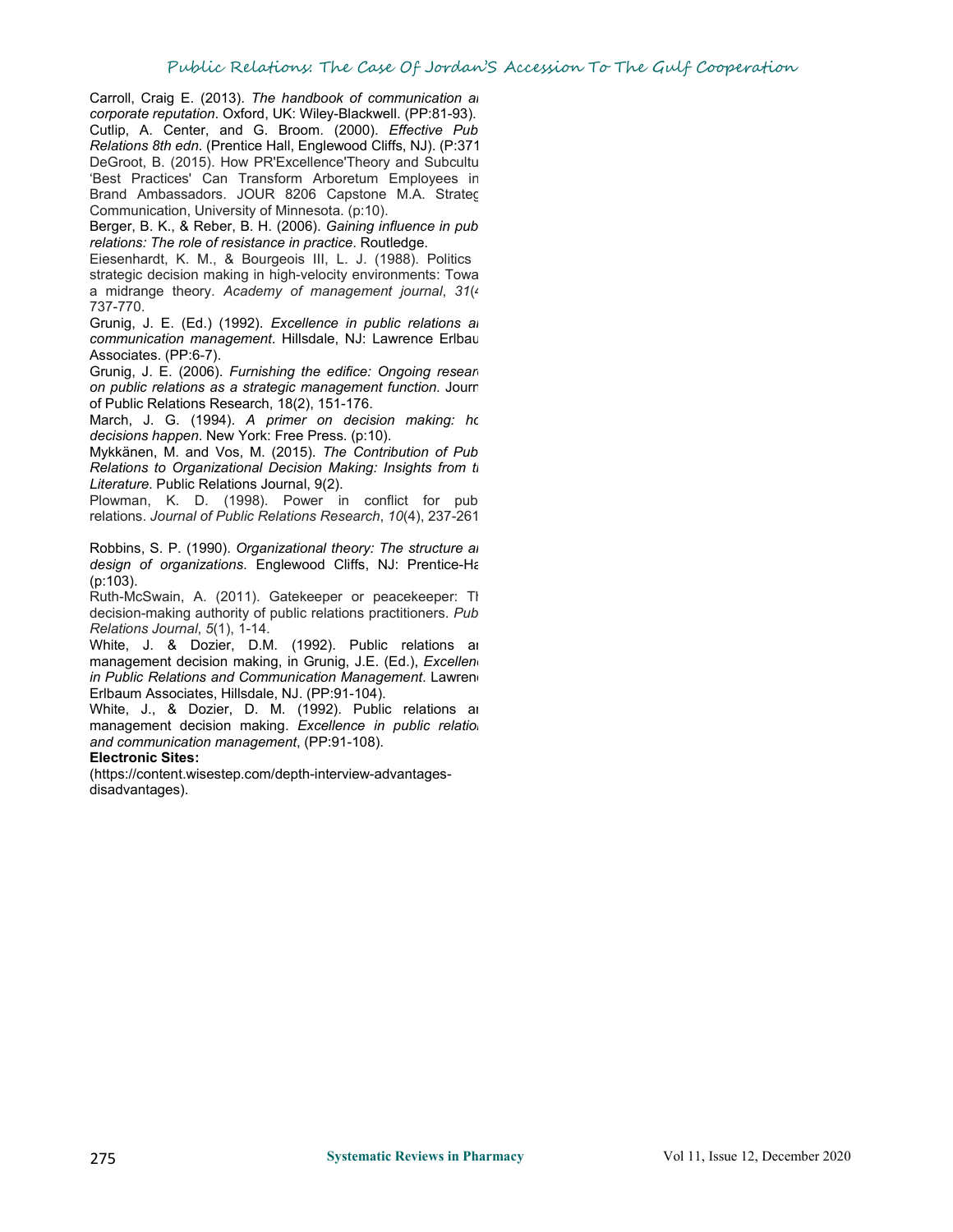Carroll, Craig E. (2013). *The handbook of communication ai corporate reputation*. Oxford, UK: Wiley-Blackwell. (PP:81-93).
Cutlip, A. Center, and G. Broom. (2000). *Effective Pub Relations 8th edn*. (Prentice Hall, Englewood Cliffs, NJ). (P:371
DeGroot, B. (2015). How PR'Excellence'Theory and Subcultu 'Best Practices' Can Transform Arboretum Employees in Brand Ambassadors. JOUR 8206 Capstone M.A. Strateg Communication, University of Minnesota. (p:10).
Berger, B. K., & Reber, B. H. (2006). *Gaining influence in pub relations: The role of resistance in practice*. Routledge.
Eiesenhardt, K. M., & Bourgeois III, L. J. (1988). Politics strategic decision making in high-velocity environments: Towa a midrange theory. *Academy of management journal*, *31*(4 737-770.
Grunig, J. E. (Ed.) (1992). *Excellence in public relations ai communication management*. Hillsdale, NJ: Lawrence Erlbau Associates. (PP:6-7).
Grunig, J. E. (2006). *Furnishing the edifice: Ongoing resear on public relations as a strategic management function*. Journ of Public Relations Research, 18(2), 151-176.
March, J. G. (1994). *A primer on decision making: ho decisions happen*. New York: Free Press. (p:10).
Mykkänen, M. and Vos, M. (2015). *The Contribution of Pub Relations to Organizational Decision Making: Insights from tl Literature*. Public Relations Journal, 9(2).
Plowman, K. D. (1998). Power in conflict for pub relations. *Journal of Public Relations Research*, *10*(4), 237-261

Robbins, S. P. (1990). *Organizational theory: The structure ai design of organizations*. Englewood Cliffs, NJ: Prentice-Ha (p:103).
Ruth-McSwain, A. (2011). Gatekeeper or peacekeeper: Tl decision-making authority of public relations practitioners. *Pub Relations Journal*, *5*(1), 1-14.
White, J. & Dozier, D.M. (1992). Public relations ai management decision making, in Grunig, J.E. (Ed.), *Excellen in Public Relations and Communication Management*. Lawren Erlbaum Associates, Hillsdale, NJ. (PP:91-104).
White, J., & Dozier, D. M. (1992). Public relations ai management decision making. *Excellence in public relatio and communication management*, (PP:91-108).

**Electronic Sites:**

(https://content.wisestep.com/depth-interview-advantages-disadvantages).